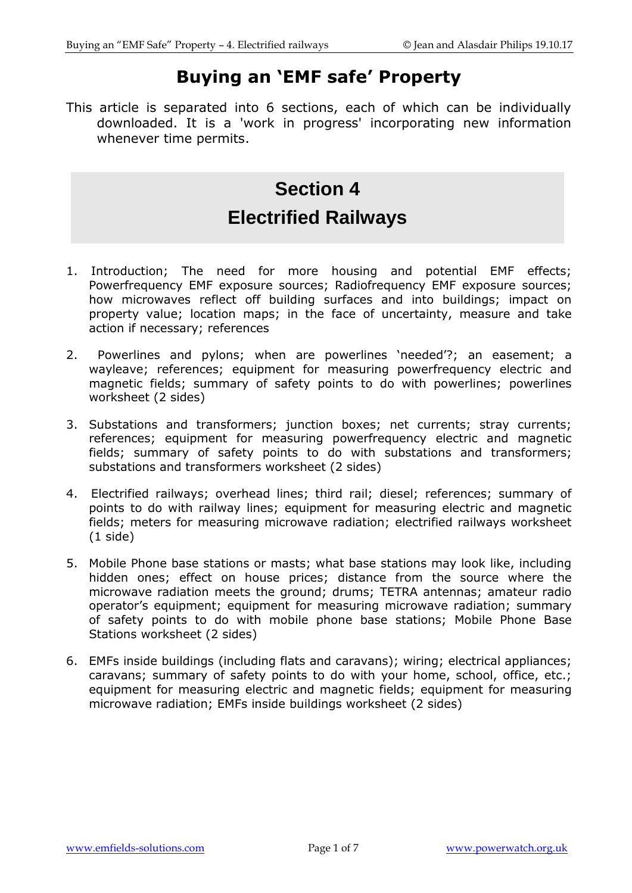# Buying an 'EMF safe' Property

This article is separated into 6 sections, each of which can be individually downloaded. It is a 'work in progress' incorporating new information whenever time permits.

## Section 4
## Electrified Railways

1. Introduction; The need for more housing and potential EMF effects; Powerfrequency EMF exposure sources; Radiofrequency EMF exposure sources; how microwaves reflect off building surfaces and into buildings; impact on property value; location maps; in the face of uncertainty, measure and take action if necessary; references

2. Powerlines and pylons; when are powerlines 'needed'?; an easement; a wayleave; references; equipment for measuring powerfrequency electric and magnetic fields; summary of safety points to do with powerlines; powerlines worksheet (2 sides)

3. Substations and transformers; junction boxes; net currents; stray currents; references; equipment for measuring powerfrequency electric and magnetic fields; summary of safety points to do with substations and transformers; substations and transformers worksheet (2 sides)

4. Electrified railways; overhead lines; third rail; diesel; references; summary of points to do with railway lines; equipment for measuring electric and magnetic fields; meters for measuring microwave radiation; electrified railways worksheet (1 side)

5. Mobile Phone base stations or masts; what base stations may look like, including hidden ones; effect on house prices; distance from the source where the microwave radiation meets the ground; drums; TETRA antennas; amateur radio operator's equipment; equipment for measuring microwave radiation; summary of safety points to do with mobile phone base stations; Mobile Phone Base Stations worksheet (2 sides)

6. EMFs inside buildings (including flats and caravans); wiring; electrical appliances; caravans; summary of safety points to do with your home, school, office, etc.; equipment for measuring electric and magnetic fields; equipment for measuring microwave radiation; EMFs inside buildings worksheet (2 sides)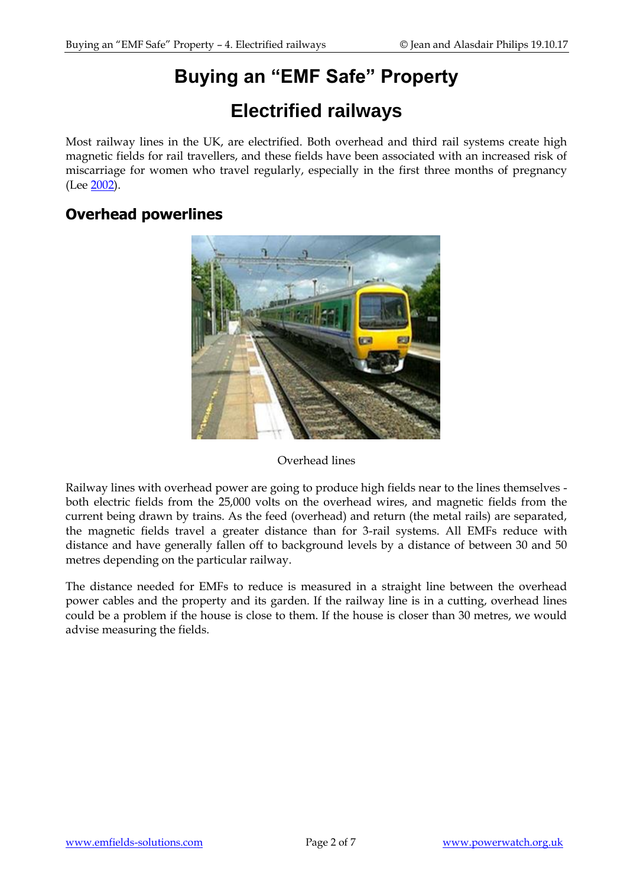# Buying an "EMF Safe" Property

## Electrified railways

Most railway lines in the UK, are electrified. Both overhead and third rail systems create high magnetic fields for rail travellers, and these fields have been associated with an increased risk of miscarriage for women who travel regularly, especially in the first three months of pregnancy (Lee 2002).

### Overhead powerlines

Overhead lines

Railway lines with overhead power are going to produce high fields near to the lines themselves - both electric fields from the 25,000 volts on the overhead wires, and magnetic fields from the current being drawn by trains. As the feed (overhead) and return (the metal rails) are separated, the magnetic fields travel a greater distance than for 3-rail systems. All EMFs reduce with distance and have generally fallen off to background levels by a distance of between 30 and 50 metres depending on the particular railway.

The distance needed for EMFs to reduce is measured in a straight line between the overhead power cables and the property and its garden. If the railway line is in a cutting, overhead lines could be a problem if the house is close to them. If the house is closer than 30 metres, we would advise measuring the fields.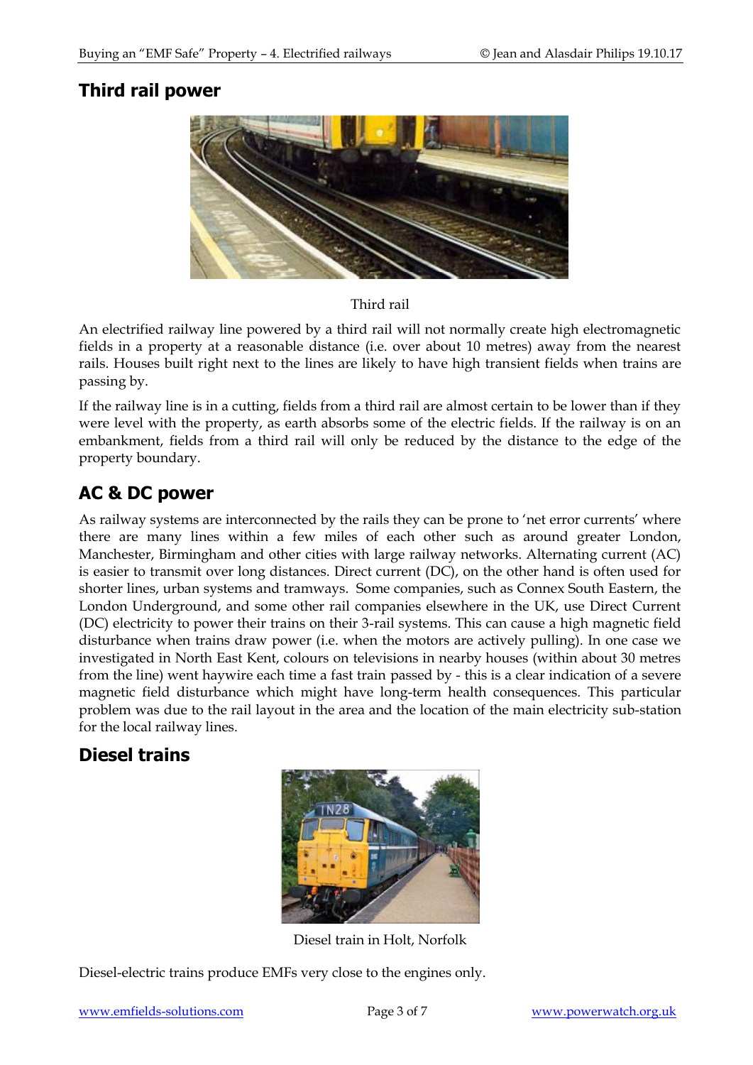## Third rail power

Third rail

An electrified railway line powered by a third rail will not normally create high electromagnetic fields in a property at a reasonable distance (i.e. over about 10 metres) away from the nearest rails. Houses built right next to the lines are likely to have high transient fields when trains are passing by.

If the railway line is in a cutting, fields from a third rail are almost certain to be lower than if they were level with the property, as earth absorbs some of the electric fields. If the railway is on an embankment, fields from a third rail will only be reduced by the distance to the edge of the property boundary.

## AC & DC power

As railway systems are interconnected by the rails they can be prone to 'net error currents' where there are many lines within a few miles of each other such as around greater London, Manchester, Birmingham and other cities with large railway networks. Alternating current (AC) is easier to transmit over long distances. Direct current (DC), on the other hand is often used for shorter lines, urban systems and tramways. Some companies, such as Connex South Eastern, the London Underground, and some other rail companies elsewhere in the UK, use Direct Current (DC) electricity to power their trains on their 3-rail systems. This can cause a high magnetic field disturbance when trains draw power (i.e. when the motors are actively pulling). In one case we investigated in North East Kent, colours on televisions in nearby houses (within about 30 metres from the line) went haywire each time a fast train passed by - this is a clear indication of a severe magnetic field disturbance which might have long-term health consequences. This particular problem was due to the rail layout in the area and the location of the main electricity sub-station for the local railway lines.

## Diesel trains

Diesel train in Holt, Norfolk

Diesel-electric trains produce EMFs very close to the engines only.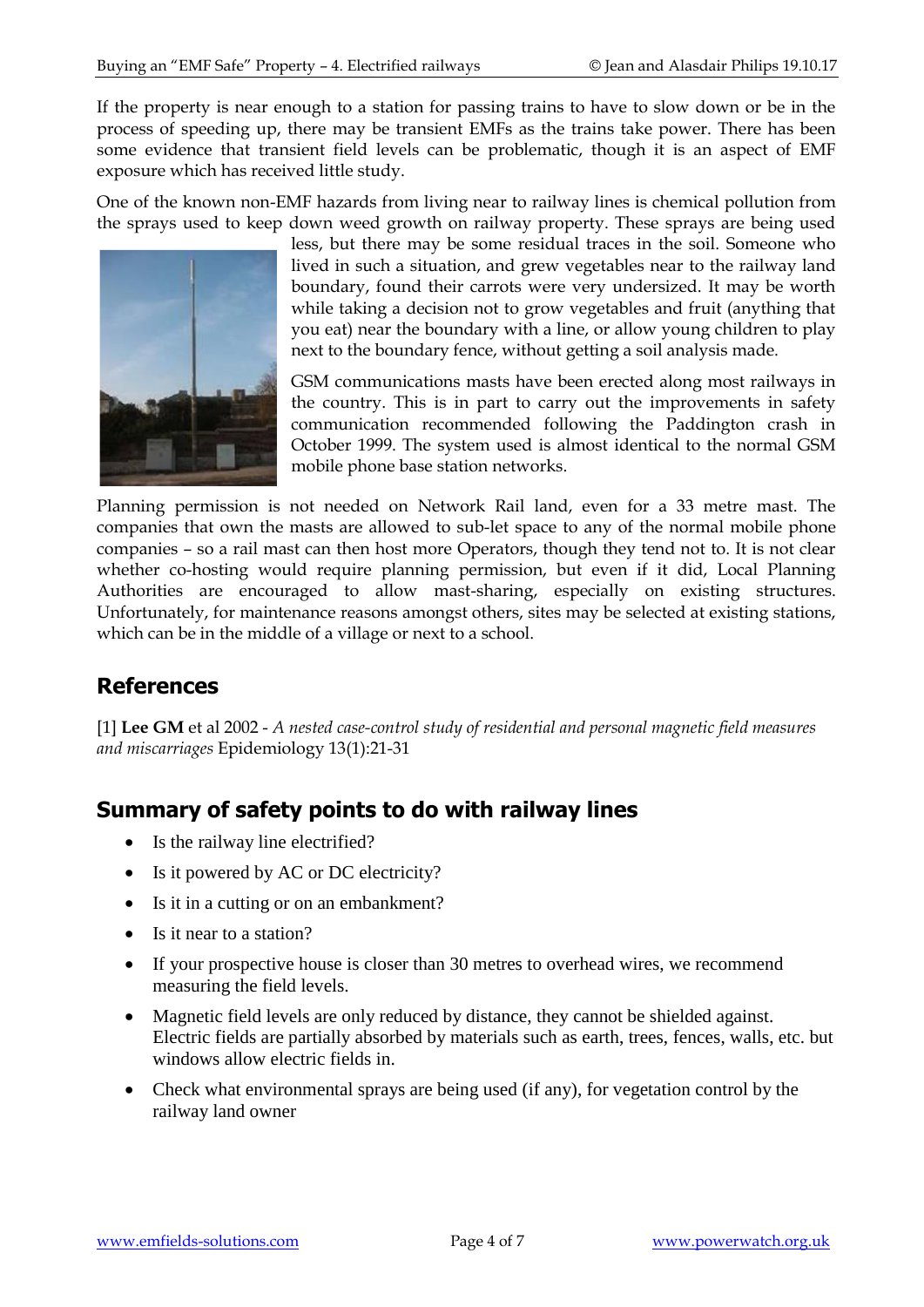If the property is near enough to a station for passing trains to have to slow down or be in the process of speeding up, there may be transient EMFs as the trains take power. There has been some evidence that transient field levels can be problematic, though it is an aspect of EMF exposure which has received little study.

One of the known non-EMF hazards from living near to railway lines is chemical pollution from the sprays used to keep down weed growth on railway property. These sprays are being used less, but there may be some residual traces in the soil. Someone who lived in such a situation, and grew vegetables near to the railway land boundary, found their carrots were very undersized. It may be worth while taking a decision not to grow vegetables and fruit (anything that you eat) near the boundary with a line, or allow young children to play next to the boundary fence, without getting a soil analysis made.

GSM communications masts have been erected along most railways in the country. This is in part to carry out the improvements in safety communication recommended following the Paddington crash in October 1999. The system used is almost identical to the normal GSM mobile phone base station networks.

Planning permission is not needed on Network Rail land, even for a 33 metre mast. The companies that own the masts are allowed to sub-let space to any of the normal mobile phone companies – so a rail mast can then host more Operators, though they tend not to. It is not clear whether co-hosting would require planning permission, but even if it did, Local Planning Authorities are encouraged to allow mast-sharing, especially on existing structures. Unfortunately, for maintenance reasons amongst others, sites may be selected at existing stations, which can be in the middle of a village or next to a school.

## References

[1] **Lee GM** et al 2002 - *A nested case-control study of residential and personal magnetic field measures and miscarriages* Epidemiology 13(1):21-31

## Summary of safety points to do with railway lines

- Is the railway line electrified?
- Is it powered by AC or DC electricity?
- Is it in a cutting or on an embankment?
- Is it near to a station?
- If your prospective house is closer than 30 metres to overhead wires, we recommend measuring the field levels.
- Magnetic field levels are only reduced by distance, they cannot be shielded against. Electric fields are partially absorbed by materials such as earth, trees, fences, walls, etc. but windows allow electric fields in.
- Check what environmental sprays are being used (if any), for vegetation control by the railway land owner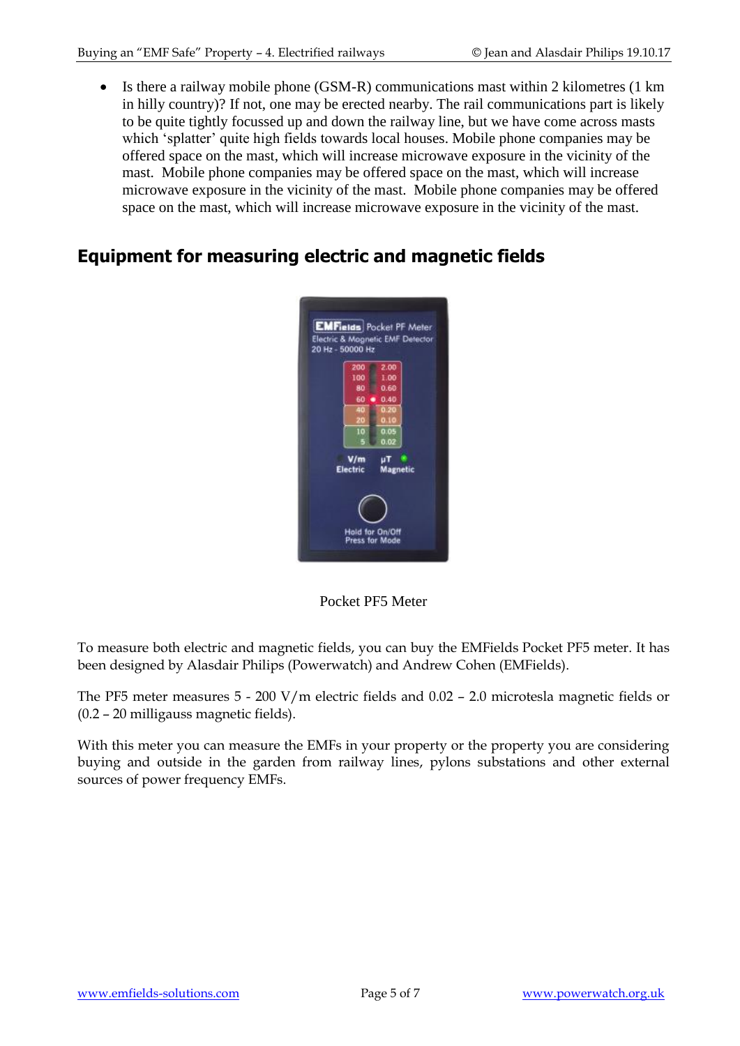- Is there a railway mobile phone (GSM-R) communications mast within 2 kilometres (1 km in hilly country)? If not, one may be erected nearby. The rail communications part is likely to be quite tightly focussed up and down the railway line, but we have come across masts which 'splatter' quite high fields towards local houses. Mobile phone companies may be offered space on the mast, which will increase microwave exposure in the vicinity of the mast. Mobile phone companies may be offered space on the mast, which will increase microwave exposure in the vicinity of the mast. Mobile phone companies may be offered space on the mast, which will increase microwave exposure in the vicinity of the mast.

## Equipment for measuring electric and magnetic fields

Pocket PF5 Meter

To measure both electric and magnetic fields, you can buy the EMFields Pocket PF5 meter. It has been designed by Alasdair Philips (Powerwatch) and Andrew Cohen (EMFields).

The PF5 meter measures 5 - 200 V/m electric fields and 0.02 – 2.0 microtesla magnetic fields or (0.2 – 20 milligauss magnetic fields).

With this meter you can measure the EMFs in your property or the property you are considering buying and outside in the garden from railway lines, pylons substations and other external sources of power frequency EMFs.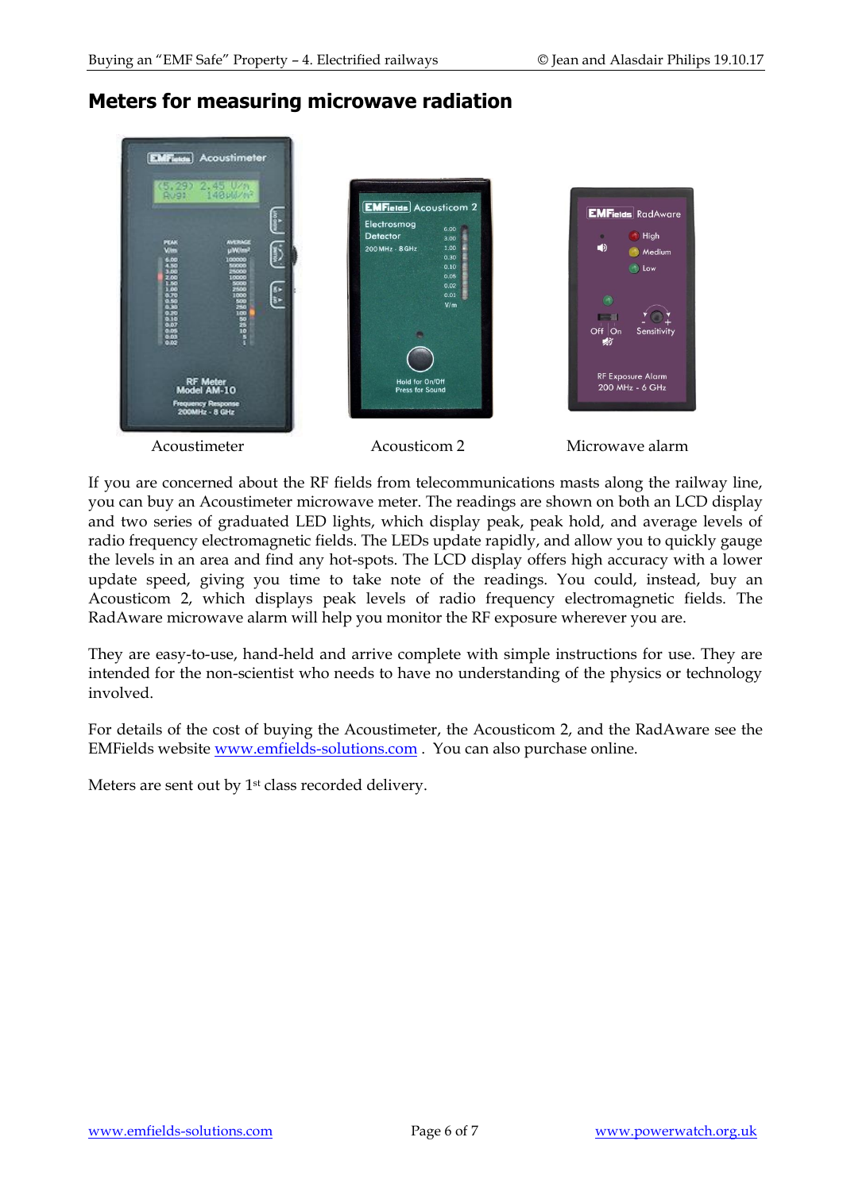## Meters for measuring microwave radiation

Acoustimeter Acousticom 2 Microwave alarm

If you are concerned about the RF fields from telecommunications masts along the railway line, you can buy an Acoustimeter microwave meter. The readings are shown on both an LCD display and two series of graduated LED lights, which display peak, peak hold, and average levels of radio frequency electromagnetic fields. The LEDs update rapidly, and allow you to quickly gauge the levels in an area and find any hot-spots. The LCD display offers high accuracy with a lower update speed, giving you time to take note of the readings. You could, instead, buy an Acousticom 2, which displays peak levels of radio frequency electromagnetic fields. The RadAware microwave alarm will help you monitor the RF exposure wherever you are.

They are easy-to-use, hand-held and arrive complete with simple instructions for use. They are intended for the non-scientist who needs to have no understanding of the physics or technology involved.

For details of the cost of buying the Acoustimeter, the Acousticom 2, and the RadAware see the EMFields website www.emfields-solutions.com . You can also purchase online.

Meters are sent out by 1st class recorded delivery.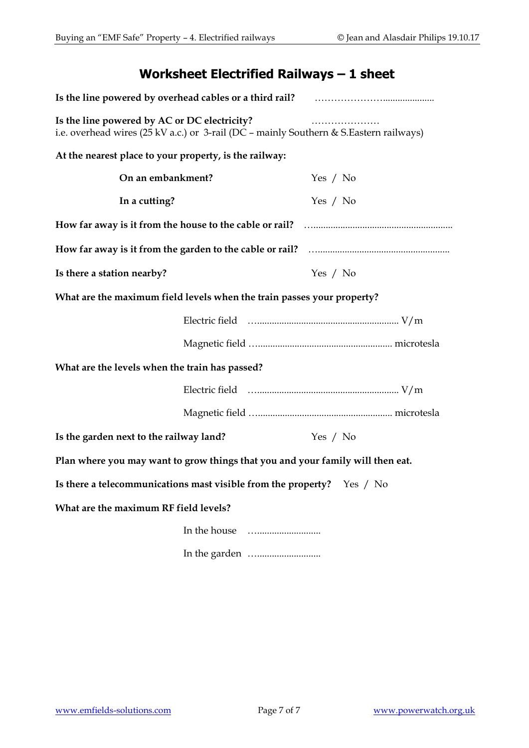# Worksheet Electrified Railways – 1 sheet

**Is the line powered by overhead cables or a third rail?** ……………………....................

**Is the line powered by AC or DC electricity?** …………………
i.e. overhead wires (25 kV a.c.) or 3-rail (DC – mainly Southern & S.Eastern railways)

**At the nearest place to your property, is the railway:**

**On an embankment?** Yes / No

**In a cutting?** Yes / No

**How far away is it from the house to the cable or rail?** …........................................................

**How far away is it from the garden to the cable or rail?** …....................................................

**Is there a station nearby?** Yes / No

**What are the maximum field levels when the train passes your property?**

Electric field …......................................................... V/m

Magnetic field …...................................................... microtesla

**What are the levels when the train has passed?**

Electric field …......................................................... V/m

Magnetic field …...................................................... microtesla

**Is the garden next to the railway land?** Yes / No

**Plan where you may want to grow things that you and your family will then eat.**

**Is there a telecommunications mast visible from the property?** Yes / No

**What are the maximum RF field levels?**

In the house …..........................

In the garden …..........................

www.emfields-solutions.com www.powerwatch.org.uk